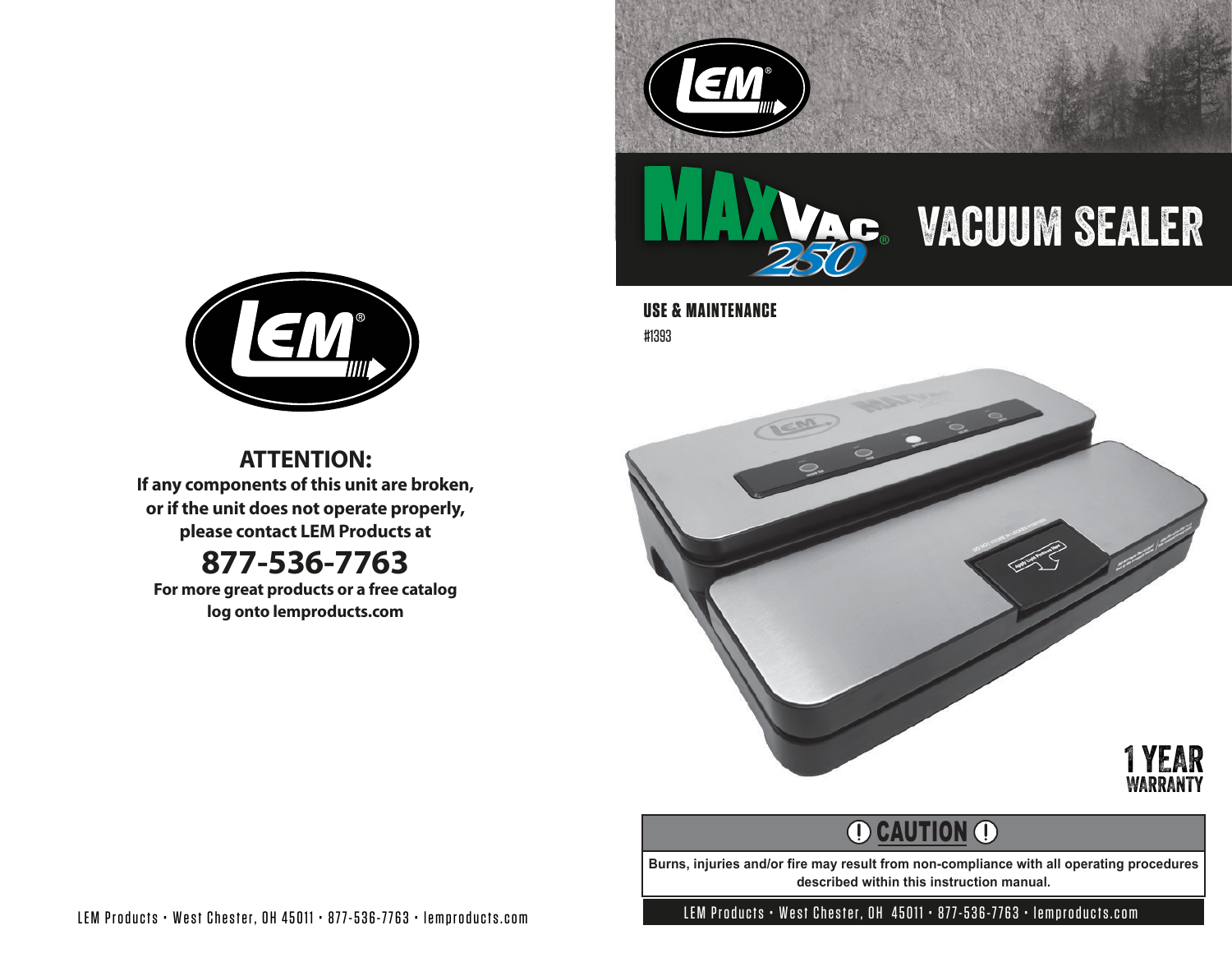**ATTENTION:**
**If any components of this unit are broken, or if the unit does not operate properly, please contact LEM Products at**

## 877-536-7763

**For more great products or a free catalog log onto lemproducts.com**

LEM Products • West Chester, OH 45011 • 877-536-7763 • lemproducts.com

# MAXVAC® 250 VACUUM SEALER

## USE & MAINTENANCE

#1393

1 YEAR WARRANTY

**⚠ CAUTION ⚠**

**Burns, injuries and/or fire may result from non-compliance with all operating procedures described within this instruction manual.**

LEM Products • West Chester, OH 45011 • 877-536-7763 • lemproducts.com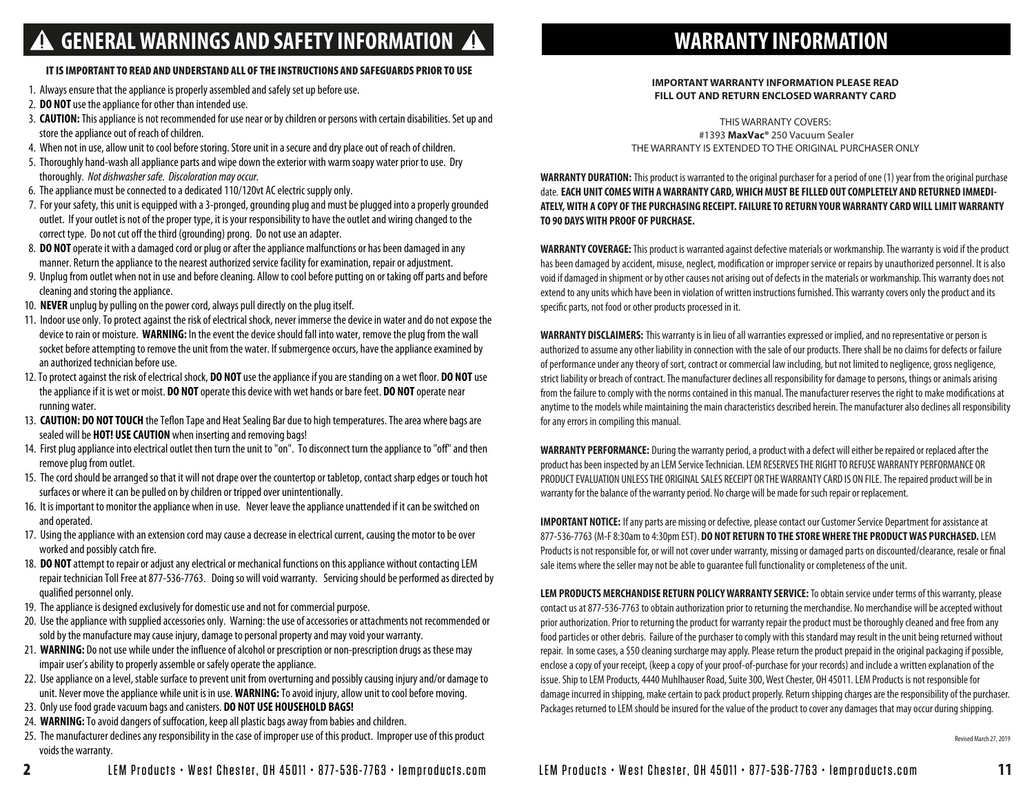# ⚠ GENERAL WARNINGS AND SAFETY INFORMATION ⚠

**IT IS IMPORTANT TO READ AND UNDERSTAND ALL OF THE INSTRUCTIONS AND SAFEGUARDS PRIOR TO USE**

1. Always ensure that the appliance is properly assembled and safely set up before use.
2. **DO NOT** use the appliance for other than intended use.
3. **CAUTION:** This appliance is not recommended for use near or by children or persons with certain disabilities. Set up and store the appliance out of reach of children.
4. When not in use, allow unit to cool before storing. Store unit in a secure and dry place out of reach of children.
5. Thoroughly hand-wash all appliance parts and wipe down the exterior with warm soapy water prior to use. Dry thoroughly. *Not dishwasher safe. Discoloration may occur.*
6. The appliance must be connected to a dedicated 110/120vt AC electric supply only.
7. For your safety, this unit is equipped with a 3-pronged, grounding plug and must be plugged into a properly grounded outlet. If your outlet is not of the proper type, it is your responsibility to have the outlet and wiring changed to the correct type. Do not cut off the third (grounding) prong. Do not use an adapter.
8. **DO NOT** operate it with a damaged cord or plug or after the appliance malfunctions or has been damaged in any manner. Return the appliance to the nearest authorized service facility for examination, repair or adjustment.
9. Unplug from outlet when not in use and before cleaning. Allow to cool before putting on or taking off parts and before cleaning and storing the appliance.
10. **NEVER** unplug by pulling on the power cord, always pull directly on the plug itself.
11. Indoor use only. To protect against the risk of electrical shock, never immerse the device in water and do not expose the device to rain or moisture. **WARNING:** In the event the device should fall into water, remove the plug from the wall socket before attempting to remove the unit from the water. If submergence occurs, have the appliance examined by an authorized technician before use.
12. To protect against the risk of electrical shock, **DO NOT** use the appliance if you are standing on a wet floor. **DO NOT** use the appliance if it is wet or moist. **DO NOT** operate this device with wet hands or bare feet. **DO NOT** operate near running water.
13. **CAUTION: DO NOT TOUCH** the Teflon Tape and Heat Sealing Bar due to high temperatures. The area where bags are sealed will be **HOT! USE CAUTION** when inserting and removing bags!
14. First plug appliance into electrical outlet then turn the unit to "on". To disconnect turn the appliance to "off" and then remove plug from outlet.
15. The cord should be arranged so that it will not drape over the countertop or tabletop, contact sharp edges or touch hot surfaces or where it can be pulled on by children or tripped over unintentionally.
16. It is important to monitor the appliance when in use. Never leave the appliance unattended if it can be switched on and operated.
17. Using the appliance with an extension cord may cause a decrease in electrical current, causing the motor to be over worked and possibly catch fire.
18. **DO NOT** attempt to repair or adjust any electrical or mechanical functions on this appliance without contacting LEM repair technician Toll Free at 877-536-7763. Doing so will void warranty. Servicing should be performed as directed by qualified personnel only.
19. The appliance is designed exclusively for domestic use and not for commercial purpose.
20. Use the appliance with supplied accessories only. Warning: the use of accessories or attachments not recommended or sold by the manufacture may cause injury, damage to personal property and may void your warranty.
21. **WARNING:** Do not use while under the influence of alcohol or prescription or non-prescription drugs as these may impair user's ability to properly assemble or safely operate the appliance.
22. Use appliance on a level, stable surface to prevent unit from overturning and possibly causing injury and/or damage to unit. Never move the appliance while unit is in use. **WARNING:** To avoid injury, allow unit to cool before moving.
23. Only use food grade vacuum bags and canisters. **DO NOT USE HOUSEHOLD BAGS!**
24. **WARNING:** To avoid dangers of suffocation, keep all plastic bags away from babies and children.
25. The manufacturer declines any responsibility in the case of improper use of this product. Improper use of this product voids the warranty.

# WARRANTY INFORMATION

**IMPORTANT WARRANTY INFORMATION PLEASE READ**
**FILL OUT AND RETURN ENCLOSED WARRANTY CARD**

THIS WARRANTY COVERS:
#1393 **MaxVac®** 250 Vacuum Sealer
THE WARRANTY IS EXTENDED TO THE ORIGINAL PURCHASER ONLY

**WARRANTY DURATION:** This product is warranted to the original purchaser for a period of one (1) year from the original purchase date. **EACH UNIT COMES WITH A WARRANTY CARD, WHICH MUST BE FILLED OUT COMPLETELY AND RETURNED IMMEDIATELY, WITH A COPY OF THE PURCHASING RECEIPT. FAILURE TO RETURN YOUR WARRANTY CARD WILL LIMIT WARRANTY TO 90 DAYS WITH PROOF OF PURCHASE.**

**WARRANTY COVERAGE:** This product is warranted against defective materials or workmanship. The warranty is void if the product has been damaged by accident, misuse, neglect, modification or improper service or repairs by unauthorized personnel. It is also void if damaged in shipment or by other causes not arising out of defects in the materials or workmanship. This warranty does not extend to any units which have been in violation of written instructions furnished. This warranty covers only the product and its specific parts, not food or other products processed in it.

**WARRANTY DISCLAIMERS:** This warranty is in lieu of all warranties expressed or implied, and no representative or person is authorized to assume any other liability in connection with the sale of our products. There shall be no claims for defects or failure of performance under any theory of sort, contract or commercial law including, but not limited to negligence, gross negligence, strict liability or breach of contract. The manufacturer declines all responsibility for damage to persons, things or animals arising from the failure to comply with the norms contained in this manual. The manufacturer reserves the right to make modifications at anytime to the models while maintaining the main characteristics described herein. The manufacturer also declines all responsibility for any errors in compiling this manual.

**WARRANTY PERFORMANCE:** During the warranty period, a product with a defect will either be repaired or replaced after the product has been inspected by an LEM Service Technician. LEM RESERVES THE RIGHT TO REFUSE WARRANTY PERFORMANCE OR PRODUCT EVALUATION UNLESS THE ORIGINAL SALES RECEIPT OR THE WARRANTY CARD IS ON FILE. The repaired product will be in warranty for the balance of the warranty period. No charge will be made for such repair or replacement.

**IMPORTANT NOTICE:** If any parts are missing or defective, please contact our Customer Service Department for assistance at 877-536-7763 (M-F 8:30am to 4:30pm EST). **DO NOT RETURN TO THE STORE WHERE THE PRODUCT WAS PURCHASED.** LEM Products is not responsible for, or will not cover under warranty, missing or damaged parts on discounted/clearance, resale or final sale items where the seller may not be able to guarantee full functionality or completeness of the unit.

**LEM PRODUCTS MERCHANDISE RETURN POLICY WARRANTY SERVICE:** To obtain service under terms of this warranty, please contact us at 877-536-7763 to obtain authorization prior to returning the merchandise. No merchandise will be accepted without prior authorization. Prior to returning the product for warranty repair the product must be thoroughly cleaned and free from any food particles or other debris. Failure of the purchaser to comply with this standard may result in the unit being returned without repair. In some cases, a $50 cleaning surcharge may apply. Please return the product prepaid in the original packaging if possible, enclose a copy of your receipt, (keep a copy of your proof-of-purchase for your records) and include a written explanation of the issue. Ship to LEM Products, 4440 Muhlhauser Road, Suite 300, West Chester, OH 45011. LEM Products is not responsible for damage incurred in shipping, make certain to pack product properly. Return shipping charges are the responsibility of the purchaser. Packages returned to LEM should be insured for the value of the product to cover any damages that may occur during shipping.

Revised March 27, 2019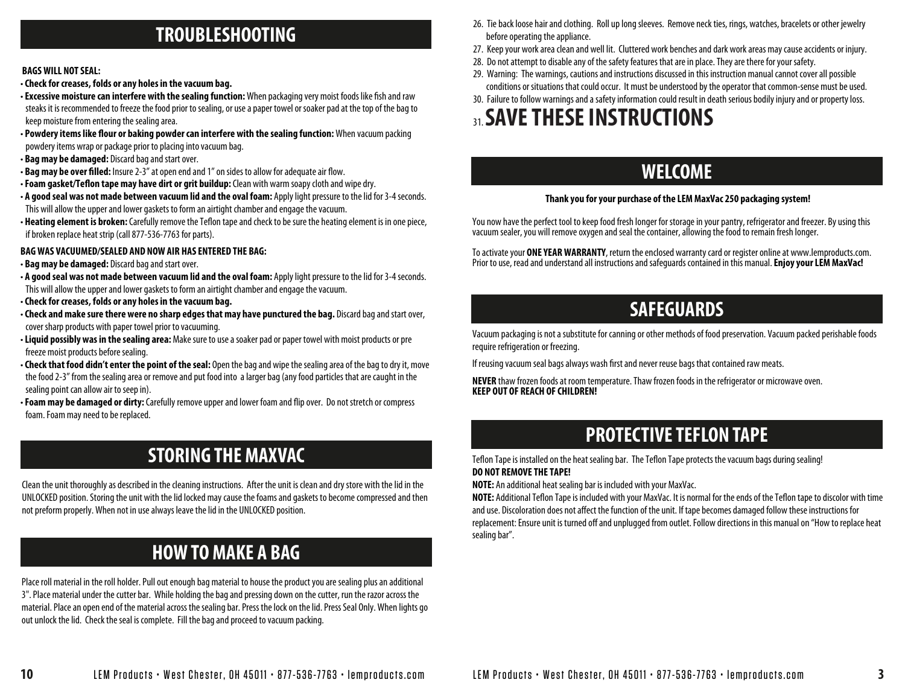## TROUBLESHOOTING

**BAGS WILL NOT SEAL:**

- **Check for creases, folds or any holes in the vacuum bag.**
- **Excessive moisture can interfere with the sealing function:** When packaging very moist foods like fish and raw steaks it is recommended to freeze the food prior to sealing, or use a paper towel or soaker pad at the top of the bag to keep moisture from entering the sealing area.
- **Powdery items like flour or baking powder can interfere with the sealing function:** When vacuum packing powdery items wrap or package prior to placing into vacuum bag.
- **Bag may be damaged:** Discard bag and start over.
- **Bag may be over filled:** Insure 2-3" at open end and 1" on sides to allow for adequate air flow.
- **Foam gasket/Teflon tape may have dirt or grit buildup:** Clean with warm soapy cloth and wipe dry.
- **A good seal was not made between vacuum lid and the oval foam:** Apply light pressure to the lid for 3-4 seconds. This will allow the upper and lower gaskets to form an airtight chamber and engage the vacuum.
- **Heating element is broken:** Carefully remove the Teflon tape and check to be sure the heating element is in one piece, if broken replace heat strip (call 877-536-7763 for parts).

**BAG WAS VACUUMED/SEALED AND NOW AIR HAS ENTERED THE BAG:**

- **Bag may be damaged:** Discard bag and start over.
- **A good seal was not made between vacuum lid and the oval foam:** Apply light pressure to the lid for 3-4 seconds. This will allow the upper and lower gaskets to form an airtight chamber and engage the vacuum.
- **Check for creases, folds or any holes in the vacuum bag.**
- **Check and make sure there were no sharp edges that may have punctured the bag.** Discard bag and start over, cover sharp products with paper towel prior to vacuuming.
- **Liquid possibly was in the sealing area:** Make sure to use a soaker pad or paper towel with moist products or pre freeze moist products before sealing.
- **Check that food didn't enter the point of the seal:** Open the bag and wipe the sealing area of the bag to dry it, move the food 2-3" from the sealing area or remove and put food into a larger bag (any food particles that are caught in the sealing point can allow air to seep in).
- **Foam may be damaged or dirty:** Carefully remove upper and lower foam and flip over. Do not stretch or compress foam. Foam may need to be replaced.

## STORING THE MAXVAC

Clean the unit thoroughly as described in the cleaning instructions. After the unit is clean and dry store with the lid in the UNLOCKED position. Storing the unit with the lid locked may cause the foams and gaskets to become compressed and then not preform properly. When not in use always leave the lid in the UNLOCKED position.

## HOW TO MAKE A BAG

Place roll material in the roll holder. Pull out enough bag material to house the product you are sealing plus an additional 3". Place material under the cutter bar. While holding the bag and pressing down on the cutter, run the razor across the material. Place an open end of the material across the sealing bar. Press the lock on the lid. Press Seal Only. When lights go out unlock the lid. Check the seal is complete. Fill the bag and proceed to vacuum packing.

26. Tie back loose hair and clothing. Roll up long sleeves. Remove neck ties, rings, watches, bracelets or other jewelry before operating the appliance.
27. Keep your work area clean and well lit. Cluttered work benches and dark work areas may cause accidents or injury.
28. Do not attempt to disable any of the safety features that are in place. They are there for your safety.
29. Warning: The warnings, cautions and instructions discussed in this instruction manual cannot cover all possible conditions or situations that could occur. It must be understood by the operator that common-sense must be used.
30. Failure to follow warnings and a safety information could result in death serious bodily injury and or property loss.
31. **SAVE THESE INSTRUCTIONS**

## WELCOME

**Thank you for your purchase of the LEM MaxVac 250 packaging system!**

You now have the perfect tool to keep food fresh longer for storage in your pantry, refrigerator and freezer. By using this vacuum sealer, you will remove oxygen and seal the container, allowing the food to remain fresh longer.

To activate your **ONE YEAR WARRANTY**, return the enclosed warranty card or register online at www.lemproducts.com. Prior to use, read and understand all instructions and safeguards contained in this manual. **Enjoy your LEM MaxVac!**

## SAFEGUARDS

Vacuum packaging is not a substitute for canning or other methods of food preservation. Vacuum packed perishable foods require refrigeration or freezing.

If reusing vacuum seal bags always wash first and never reuse bags that contained raw meats.

**NEVER** thaw frozen foods at room temperature. Thaw frozen foods in the refrigerator or microwave oven.
**KEEP OUT OF REACH OF CHILDREN!**

## PROTECTIVE TEFLON TAPE

Teflon Tape is installed on the heat sealing bar. The Teflon Tape protects the vacuum bags during sealing!
**DO NOT REMOVE THE TAPE!**

**NOTE:** An additional heat sealing bar is included with your MaxVac.

**NOTE:** Additional Teflon Tape is included with your MaxVac. It is normal for the ends of the Teflon tape to discolor with time and use. Discoloration does not affect the function of the unit. If tape becomes damaged follow these instructions for replacement: Ensure unit is turned off and unplugged from outlet. Follow directions in this manual on "How to replace heat sealing bar".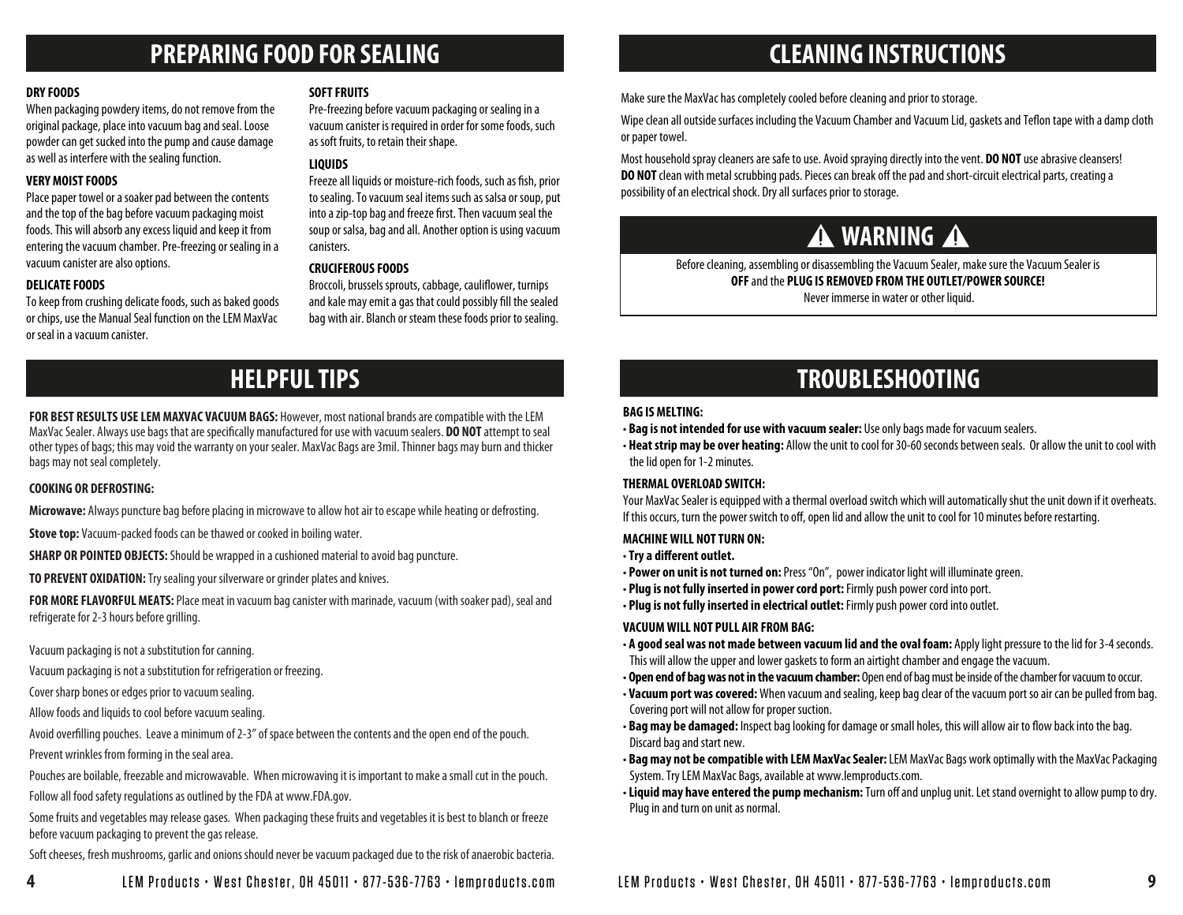# PREPARING FOOD FOR SEALING

**DRY FOODS**

When packaging powdery items, do not remove from the original package, place into vacuum bag and seal. Loose powder can get sucked into the pump and cause damage as well as interfere with the sealing function.

**VERY MOIST FOODS**

Place paper towel or a soaker pad between the contents and the top of the bag before vacuum packaging moist foods. This will absorb any excess liquid and keep it from entering the vacuum chamber. Pre-freezing or sealing in a vacuum canister are also options.

**DELICATE FOODS**

To keep from crushing delicate foods, such as baked goods or chips, use the Manual Seal function on the LEM MaxVac or seal in a vacuum canister.

**SOFT FRUITS**

Pre-freezing before vacuum packaging or sealing in a vacuum canister is required in order for some foods, such as soft fruits, to retain their shape.

**LIQUIDS**

Freeze all liquids or moisture-rich foods, such as fish, prior to sealing. To vacuum seal items such as salsa or soup, put into a zip-top bag and freeze first. Then vacuum seal the soup or salsa, bag and all. Another option is using vacuum canisters.

**CRUCIFEROUS FOODS**

Broccoli, brussels sprouts, cabbage, cauliflower, turnips and kale may emit a gas that could possibly fill the sealed bag with air. Blanch or steam these foods prior to sealing.

# HELPFUL TIPS

**FOR BEST RESULTS USE LEM MAXVAC VACUUM BAGS:** However, most national brands are compatible with the LEM MaxVac Sealer. Always use bags that are specifically manufactured for use with vacuum sealers. **DO NOT** attempt to seal other types of bags; this may void the warranty on your sealer. MaxVac Bags are 3mil. Thinner bags may burn and thicker bags may not seal completely.

**COOKING OR DEFROSTING:**

**Microwave:** Always puncture bag before placing in microwave to allow hot air to escape while heating or defrosting.

**Stove top:** Vacuum-packed foods can be thawed or cooked in boiling water.

**SHARP OR POINTED OBJECTS:** Should be wrapped in a cushioned material to avoid bag puncture.

**TO PREVENT OXIDATION:** Try sealing your silverware or grinder plates and knives.

**FOR MORE FLAVORFUL MEATS:** Place meat in vacuum bag canister with marinade, vacuum (with soaker pad), seal and refrigerate for 2-3 hours before grilling.

Vacuum packaging is not a substitution for canning.

Vacuum packaging is not a substitution for refrigeration or freezing.

Cover sharp bones or edges prior to vacuum sealing.

Allow foods and liquids to cool before vacuum sealing.

Avoid overfilling pouches. Leave a minimum of 2-3" of space between the contents and the open end of the pouch.

Prevent wrinkles from forming in the seal area.

Pouches are boilable, freezable and microwavable. When microwaving it is important to make a small cut in the pouch.

Follow all food safety regulations as outlined by the FDA at www.FDA.gov.

Some fruits and vegetables may release gases. When packaging these fruits and vegetables it is best to blanch or freeze before vacuum packaging to prevent the gas release.

Soft cheeses, fresh mushrooms, garlic and onions should never be vacuum packaged due to the risk of anaerobic bacteria.

# CLEANING INSTRUCTIONS

Make sure the MaxVac has completely cooled before cleaning and prior to storage.

Wipe clean all outside surfaces including the Vacuum Chamber and Vacuum Lid, gaskets and Teflon tape with a damp cloth or paper towel.

Most household spray cleaners are safe to use. Avoid spraying directly into the vent. **DO NOT** use abrasive cleansers! **DO NOT** clean with metal scrubbing pads. Pieces can break off the pad and short-circuit electrical parts, creating a possibility of an electrical shock. Dry all surfaces prior to storage.

## ⚠ WARNING ⚠

Before cleaning, assembling or disassembling the Vacuum Sealer, make sure the Vacuum Sealer is **OFF** and the **PLUG IS REMOVED FROM THE OUTLET/POWER SOURCE!**

Never immerse in water or other liquid.

# TROUBLESHOOTING

**BAG IS MELTING:**

- **Bag is not intended for use with vacuum sealer:** Use only bags made for vacuum sealers.
- **Heat strip may be over heating:** Allow the unit to cool for 30-60 seconds between seals. Or allow the unit to cool with the lid open for 1-2 minutes.

**THERMAL OVERLOAD SWITCH:**

Your MaxVac Sealer is equipped with a thermal overload switch which will automatically shut the unit down if it overheats. If this occurs, turn the power switch to off, open lid and allow the unit to cool for 10 minutes before restarting.

**MACHINE WILL NOT TURN ON:**

- **Try a different outlet.**
- **Power on unit is not turned on:** Press "On", power indicator light will illuminate green.
- **Plug is not fully inserted in power cord port:** Firmly push power cord into port.
- **Plug is not fully inserted in electrical outlet:** Firmly push power cord into outlet.

**VACUUM WILL NOT PULL AIR FROM BAG:**

- **A good seal was not made between vacuum lid and the oval foam:** Apply light pressure to the lid for 3-4 seconds. This will allow the upper and lower gaskets to form an airtight chamber and engage the vacuum.
- **Open end of bag was not in the vacuum chamber:** Open end of bag must be inside of the chamber for vacuum to occur.
- **Vacuum port was covered:** When vacuum and sealing, keep bag clear of the vacuum port so air can be pulled from bag. Covering port will not allow for proper suction.
- **Bag may be damaged:** Inspect bag looking for damage or small holes, this will allow air to flow back into the bag. Discard bag and start new.
- **Bag may not be compatible with LEM MaxVac Sealer:** LEM MaxVac Bags work optimally with the MaxVac Packaging System. Try LEM MaxVac Bags, available at www.lemproducts.com.
- **Liquid may have entered the pump mechanism:** Turn off and unplug unit. Let stand overnight to allow pump to dry. Plug in and turn on unit as normal.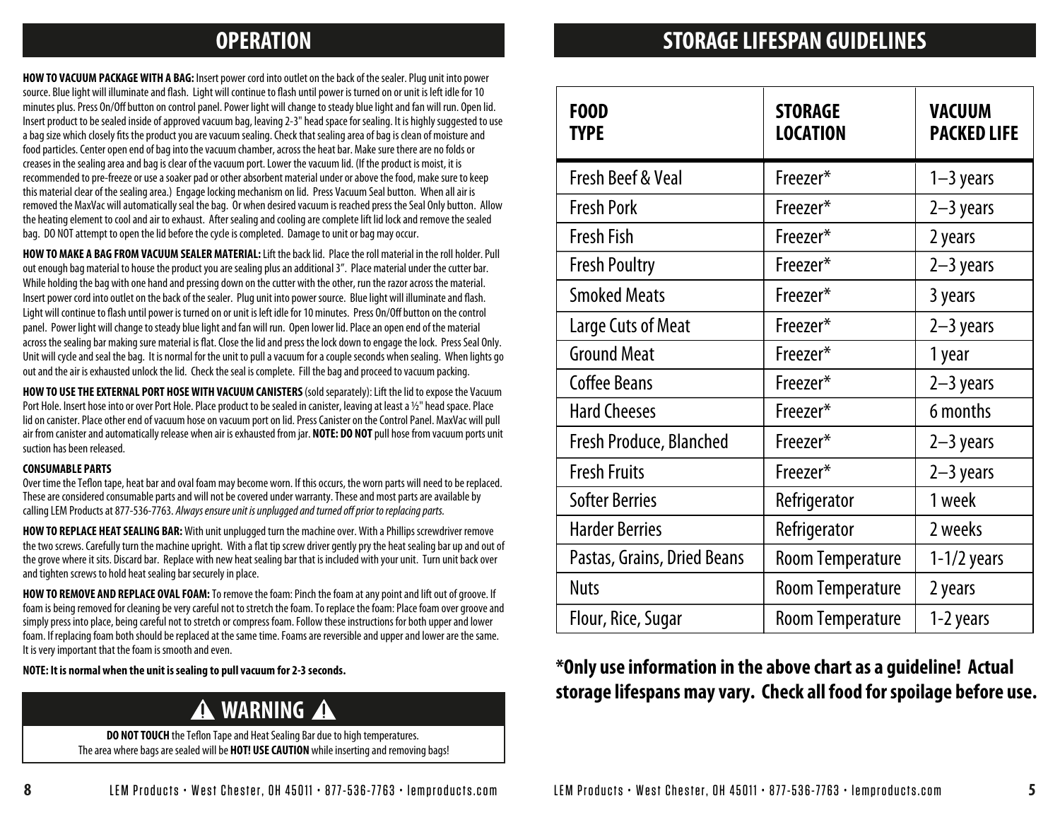## OPERATION

**HOW TO VACUUM PACKAGE WITH A BAG:** Insert power cord into outlet on the back of the sealer. Plug unit into power source. Blue light will illuminate and flash. Light will continue to flash until power is turned on or unit is left idle for 10 minutes plus. Press On/Off button on control panel. Power light will change to steady blue light and fan will run. Open lid. Insert product to be sealed inside of approved vacuum bag, leaving 2-3" head space for sealing. It is highly suggested to use a bag size which closely fits the product you are vacuum sealing. Check that sealing area of bag is clean of moisture and food particles. Center open end of bag into the vacuum chamber, across the heat bar. Make sure there are no folds or creases in the sealing area and bag is clear of the vacuum port. Lower the vacuum lid. (If the product is moist, it is recommended to pre-freeze or use a soaker pad or other absorbent material under or above the food, make sure to keep this material clear of the sealing area.) Engage locking mechanism on lid. Press Vacuum Seal button. When all air is removed the MaxVac will automatically seal the bag. Or when desired vacuum is reached press the Seal Only button. Allow the heating element to cool and air to exhaust. After sealing and cooling are complete lift lid lock and remove the sealed bag. DO NOT attempt to open the lid before the cycle is completed. Damage to unit or bag may occur.

**HOW TO MAKE A BAG FROM VACUUM SEALER MATERIAL:** Lift the back lid. Place the roll material in the roll holder. Pull out enough bag material to house the product you are sealing plus an additional 3". Place material under the cutter bar. While holding the bag with one hand and pressing down on the cutter with the other, run the razor across the material. Insert power cord into outlet on the back of the sealer. Plug unit into power source. Blue light will illuminate and flash. Light will continue to flash until power is turned on or unit is left idle for 10 minutes. Press On/Off button on the control panel. Power light will change to steady blue light and fan will run. Open lower lid. Place an open end of the material across the sealing bar making sure material is flat. Close the lid and press the lock down to engage the lock. Press Seal Only. Unit will cycle and seal the bag. It is normal for the unit to pull a vacuum for a couple seconds when sealing. When lights go out and the air is exhausted unlock the lid. Check the seal is complete. Fill the bag and proceed to vacuum packing.

**HOW TO USE THE EXTERNAL PORT HOSE WITH VACUUM CANISTERS** (sold separately): Lift the lid to expose the Vacuum Port Hole. Insert hose into or over Port Hole. Place product to be sealed in canister, leaving at least a ½" head space. Place lid on canister. Place other end of vacuum hose on vacuum port on lid. Press Canister on the Control Panel. MaxVac will pull air from canister and automatically release when air is exhausted from jar. **NOTE: DO NOT** pull hose from vacuum ports unit suction has been released.

**CONSUMABLE PARTS**

Over time the Teflon tape, heat bar and oval foam may become worn. If this occurs, the worn parts will need to be replaced. These are considered consumable parts and will not be covered under warranty. These and most parts are available by calling LEM Products at 877-536-7763. *Always ensure unit is unplugged and turned off prior to replacing parts.*

**HOW TO REPLACE HEAT SEALING BAR:** With unit unplugged turn the machine over. With a Phillips screwdriver remove the two screws. Carefully turn the machine upright. With a flat tip screw driver gently pry the heat sealing bar up and out of the grove where it sits. Discard bar. Replace with new heat sealing bar that is included with your unit. Turn unit back over and tighten screws to hold heat sealing bar securely in place.

**HOW TO REMOVE AND REPLACE OVAL FOAM:** To remove the foam: Pinch the foam at any point and lift out of groove. If foam is being removed for cleaning be very careful not to stretch the foam. To replace the foam: Place foam over groove and simply press into place, being careful not to stretch or compress foam. Follow these instructions for both upper and lower foam. If replacing foam both should be replaced at the same time. Foams are reversible and upper and lower are the same. It is very important that the foam is smooth and even.

**NOTE: It is normal when the unit is sealing to pull vacuum for 2-3 seconds.**

### ⚠ WARNING ⚠

**DO NOT TOUCH** the Teflon Tape and Heat Sealing Bar due to high temperatures.
The area where bags are sealed will be **HOT! USE CAUTION** while inserting and removing bags!

## STORAGE LIFESPAN GUIDELINES

| FOOD TYPE | STORAGE LOCATION | VACUUM PACKED LIFE |
|---|---|---|
| Fresh Beef & Veal | Freezer* | 1–3 years |
| Fresh Pork | Freezer* | 2–3 years |
| Fresh Fish | Freezer* | 2 years |
| Fresh Poultry | Freezer* | 2–3 years |
| Smoked Meats | Freezer* | 3 years |
| Large Cuts of Meat | Freezer* | 2–3 years |
| Ground Meat | Freezer* | 1 year |
| Coffee Beans | Freezer* | 2–3 years |
| Hard Cheeses | Freezer* | 6 months |
| Fresh Produce, Blanched | Freezer* | 2–3 years |
| Fresh Fruits | Freezer* | 2–3 years |
| Softer Berries | Refrigerator | 1 week |
| Harder Berries | Refrigerator | 2 weeks |
| Pastas, Grains, Dried Beans | Room Temperature | 1-1/2 years |
| Nuts | Room Temperature | 2 years |
| Flour, Rice, Sugar | Room Temperature | 1-2 years |

**\*Only use information in the above chart as a guideline! Actual storage lifespans may vary. Check all food for spoilage before use.**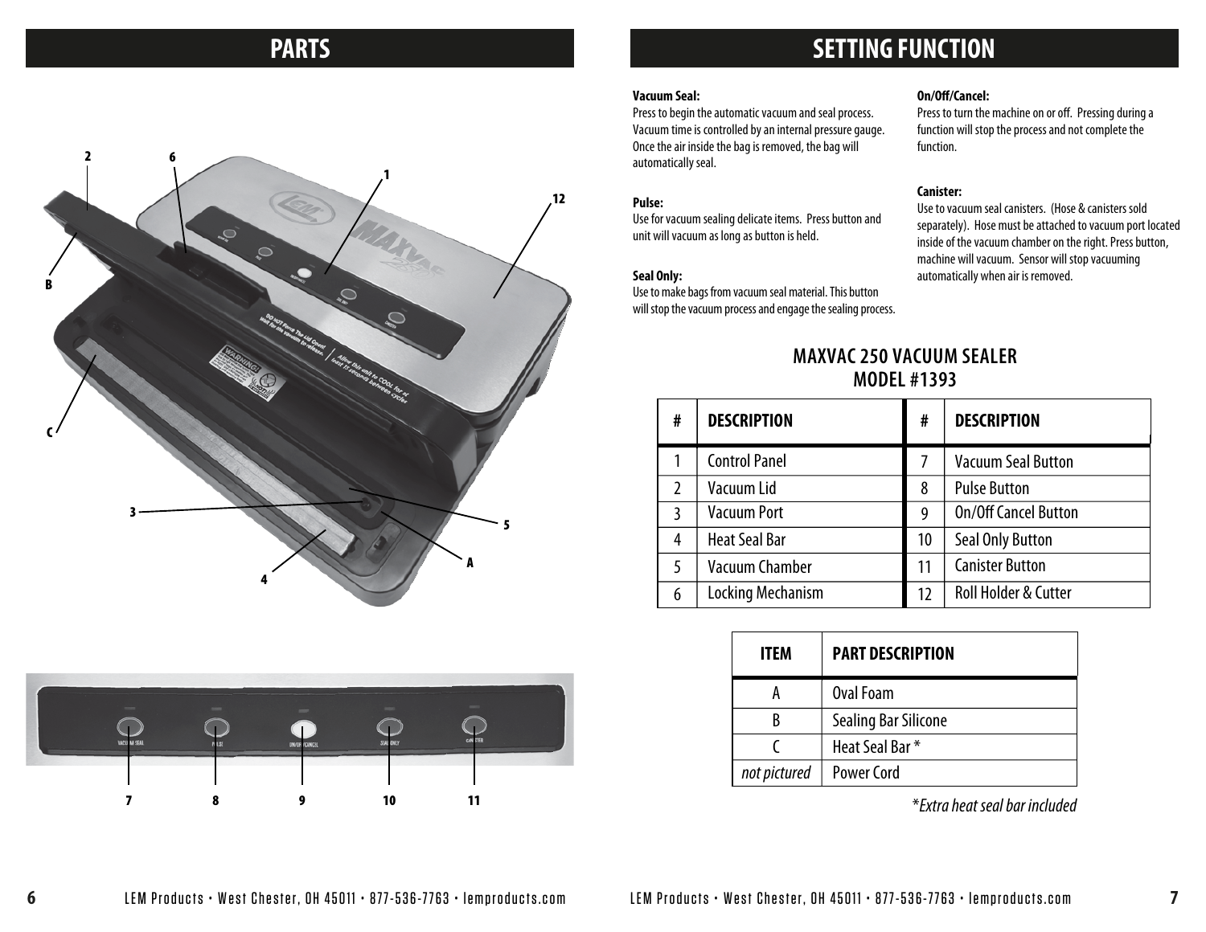# PARTS

2
6
1
12
B
C
3
5
A
4

7
8
9
10
11

# SETTING FUNCTION

**Vacuum Seal:**
Press to begin the automatic vacuum and seal process. Vacuum time is controlled by an internal pressure gauge. Once the air inside the bag is removed, the bag will automatically seal.

**Pulse:**
Use for vacuum sealing delicate items. Press button and unit will vacuum as long as button is held.

**Seal Only:**
Use to make bags from vacuum seal material. This button will stop the vacuum process and engage the sealing process.

**On/Off/Cancel:**
Press to turn the machine on or off. Pressing during a function will stop the process and not complete the function.

**Canister:**
Use to vacuum seal canisters. (Hose & canisters sold separately). Hose must be attached to vacuum port located inside of the vacuum chamber on the right. Press button, machine will vacuum. Sensor will stop vacuuming automatically when air is removed.

## MAXVAC 250 VACUUM SEALER MODEL #1393

| # | DESCRIPTION | # | DESCRIPTION |
|---|---|---|---|
| 1 | Control Panel | 7 | Vacuum Seal Button |
| 2 | Vacuum Lid | 8 | Pulse Button |
| 3 | Vacuum Port | 9 | On/Off Cancel Button |
| 4 | Heat Seal Bar | 10 | Seal Only Button |
| 5 | Vacuum Chamber | 11 | Canister Button |
| 6 | Locking Mechanism | 12 | Roll Holder & Cutter |

| ITEM | PART DESCRIPTION |
|---|---|
| A | Oval Foam |
| B | Sealing Bar Silicone |
| C | Heat Seal Bar * |
| *not pictured* | Power Cord |

*\*Extra heat seal bar included*

LEM Products • West Chester, OH 45011 • 877-536-7763 • lemproducts.com